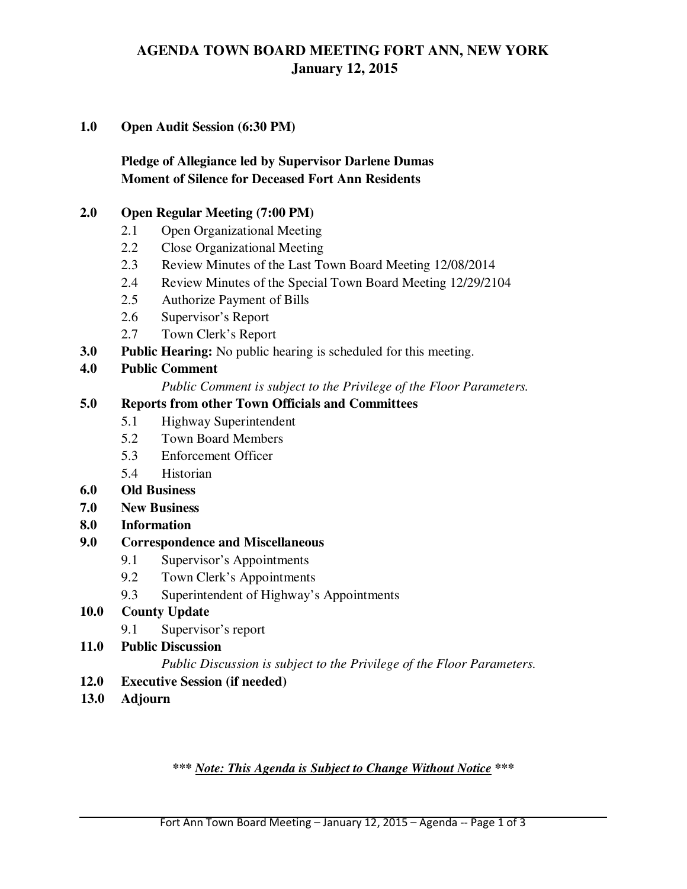# AGENDA TOWN BOARD MEETING FORT ANN, NEW YORK
## January 12, 2015

**1.0 Open Audit Session (6:30 PM)**

**Pledge of Allegiance led by Supervisor Darlene Dumas**
**Moment of Silence for Deceased Fort Ann Residents**

**2.0 Open Regular Meeting (7:00 PM)**
- 2.1 Open Organizational Meeting
- 2.2 Close Organizational Meeting
- 2.3 Review Minutes of the Last Town Board Meeting 12/08/2014
- 2.4 Review Minutes of the Special Town Board Meeting 12/29/2104
- 2.5 Authorize Payment of Bills
- 2.6 Supervisor's Report
- 2.7 Town Clerk's Report

**3.0 Public Hearing:** No public hearing is scheduled for this meeting.

**4.0 Public Comment**

*Public Comment is subject to the Privilege of the Floor Parameters.*

**5.0 Reports from other Town Officials and Committees**
- 5.1 Highway Superintendent
- 5.2 Town Board Members
- 5.3 Enforcement Officer
- 5.4 Historian

**6.0 Old Business**

**7.0 New Business**

**8.0 Information**

**9.0 Correspondence and Miscellaneous**
- 9.1 Supervisor's Appointments
- 9.2 Town Clerk's Appointments
- 9.3 Superintendent of Highway's Appointments

**10.0 County Update**
- 9.1 Supervisor's report

**11.0 Public Discussion**

*Public Discussion is subject to the Privilege of the Floor Parameters.*

**12.0 Executive Session (if needed)**

**13.0 Adjourn**

***\*\*\* Note: This Agenda is Subject to Change Without Notice \*\*\****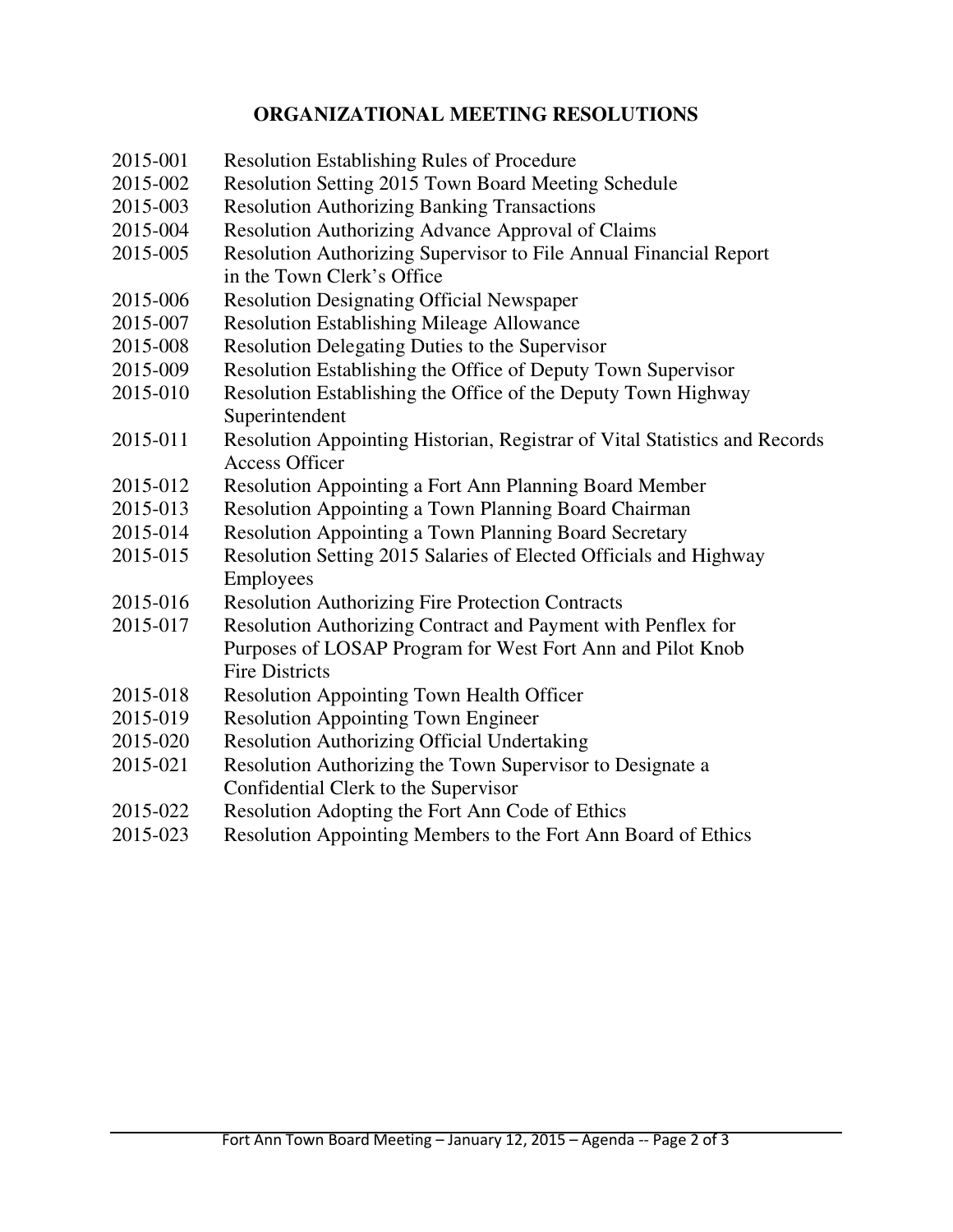## ORGANIZATIONAL MEETING RESOLUTIONS

| | |
|---|---|
| 2015-001 | Resolution Establishing Rules of Procedure |
| 2015-002 | Resolution Setting 2015 Town Board Meeting Schedule |
| 2015-003 | Resolution Authorizing Banking Transactions |
| 2015-004 | Resolution Authorizing Advance Approval of Claims |
| 2015-005 | Resolution Authorizing Supervisor to File Annual Financial Report in the Town Clerk's Office |
| 2015-006 | Resolution Designating Official Newspaper |
| 2015-007 | Resolution Establishing Mileage Allowance |
| 2015-008 | Resolution Delegating Duties to the Supervisor |
| 2015-009 | Resolution Establishing the Office of Deputy Town Supervisor |
| 2015-010 | Resolution Establishing the Office of the Deputy Town Highway Superintendent |
| 2015-011 | Resolution Appointing Historian, Registrar of Vital Statistics and Records Access Officer |
| 2015-012 | Resolution Appointing a Fort Ann Planning Board Member |
| 2015-013 | Resolution Appointing a Town Planning Board Chairman |
| 2015-014 | Resolution Appointing a Town Planning Board Secretary |
| 2015-015 | Resolution Setting 2015 Salaries of Elected Officials and Highway Employees |
| 2015-016 | Resolution Authorizing Fire Protection Contracts |
| 2015-017 | Resolution Authorizing Contract and Payment with Penflex for Purposes of LOSAP Program for West Fort Ann and Pilot Knob Fire Districts |
| 2015-018 | Resolution Appointing Town Health Officer |
| 2015-019 | Resolution Appointing Town Engineer |
| 2015-020 | Resolution Authorizing Official Undertaking |
| 2015-021 | Resolution Authorizing the Town Supervisor to Designate a Confidential Clerk to the Supervisor |
| 2015-022 | Resolution Adopting the Fort Ann Code of Ethics |
| 2015-023 | Resolution Appointing Members to the Fort Ann Board of Ethics |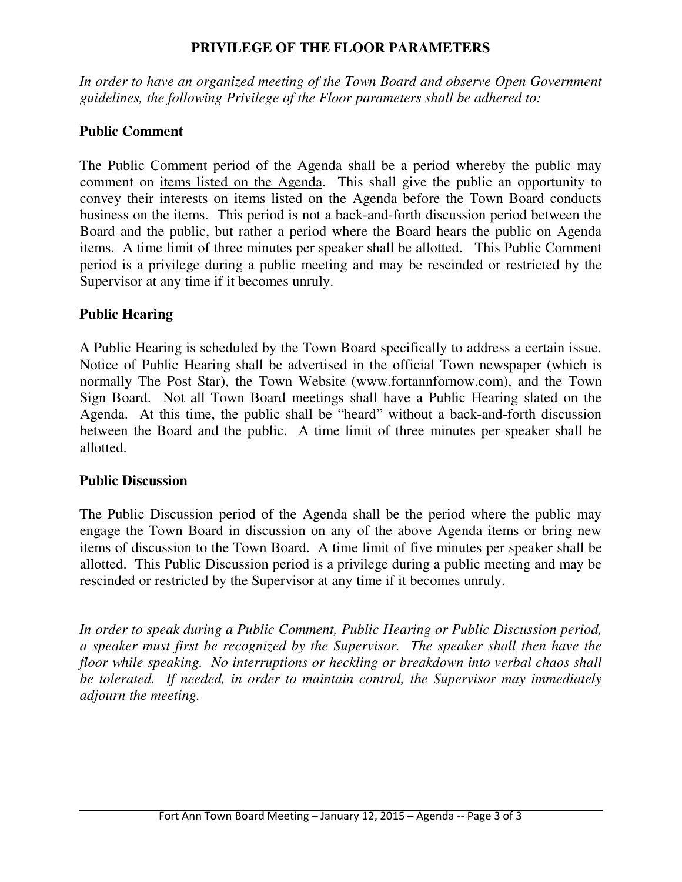# PRIVILEGE OF THE FLOOR PARAMETERS

*In order to have an organized meeting of the Town Board and observe Open Government guidelines, the following Privilege of the Floor parameters shall be adhered to:*

## Public Comment

The Public Comment period of the Agenda shall be a period whereby the public may comment on <u>items listed on the Agenda</u>. This shall give the public an opportunity to convey their interests on items listed on the Agenda before the Town Board conducts business on the items. This period is not a back-and-forth discussion period between the Board and the public, but rather a period where the Board hears the public on Agenda items. A time limit of three minutes per speaker shall be allotted. This Public Comment period is a privilege during a public meeting and may be rescinded or restricted by the Supervisor at any time if it becomes unruly.

## Public Hearing

A Public Hearing is scheduled by the Town Board specifically to address a certain issue. Notice of Public Hearing shall be advertised in the official Town newspaper (which is normally The Post Star), the Town Website (www.fortannfornow.com), and the Town Sign Board. Not all Town Board meetings shall have a Public Hearing slated on the Agenda. At this time, the public shall be "heard" without a back-and-forth discussion between the Board and the public. A time limit of three minutes per speaker shall be allotted.

## Public Discussion

The Public Discussion period of the Agenda shall be the period where the public may engage the Town Board in discussion on any of the above Agenda items or bring new items of discussion to the Town Board. A time limit of five minutes per speaker shall be allotted. This Public Discussion period is a privilege during a public meeting and may be rescinded or restricted by the Supervisor at any time if it becomes unruly.

*In order to speak during a Public Comment, Public Hearing or Public Discussion period, a speaker must first be recognized by the Supervisor. The speaker shall then have the floor while speaking. No interruptions or heckling or breakdown into verbal chaos shall be tolerated. If needed, in order to maintain control, the Supervisor may immediately adjourn the meeting.*